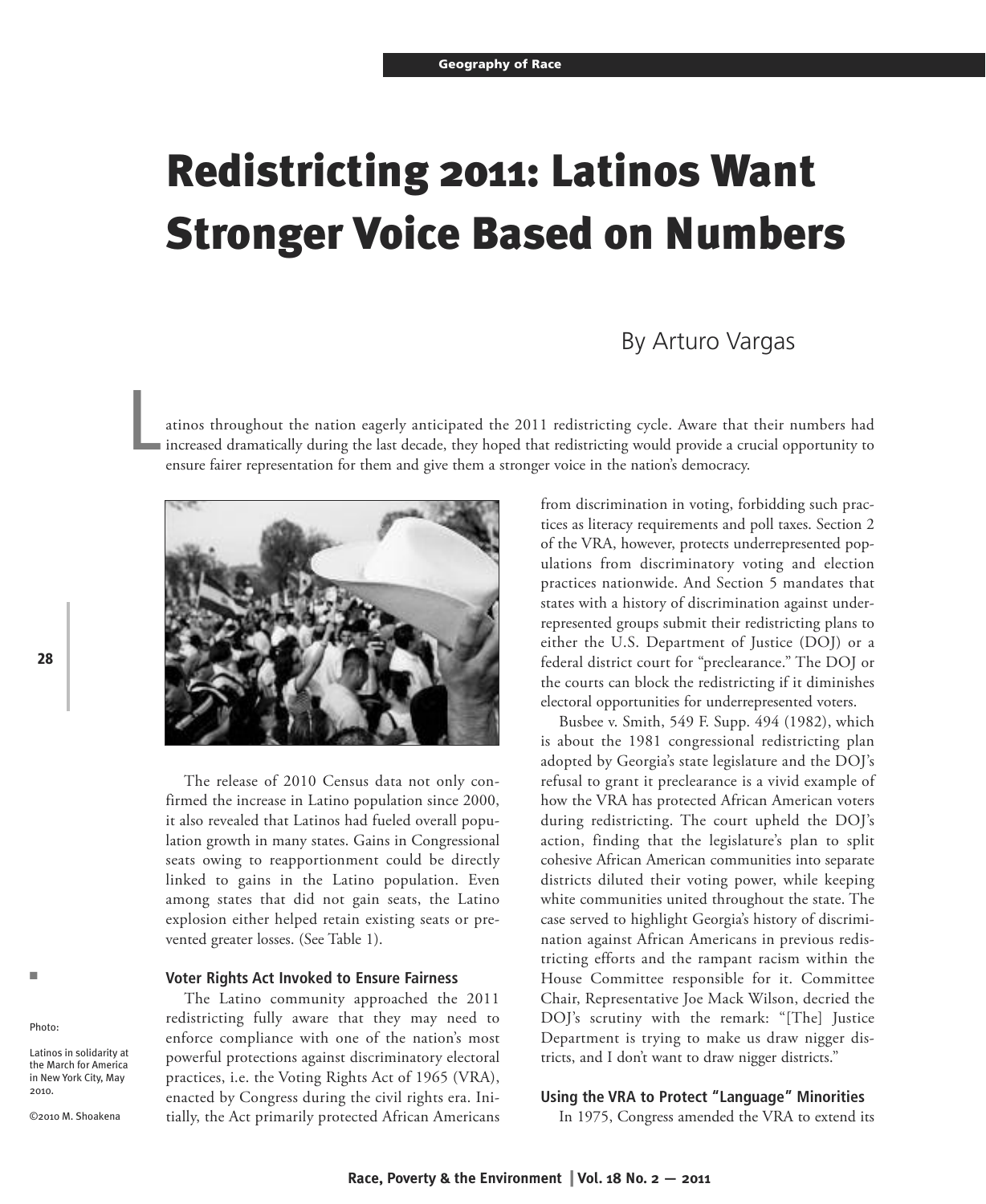# Redistricting 2011: Latinos Want Stronger Voice Based on Numbers

By Arturo Vargas

Latinos throughout the nation eagerly anticipated the 2011 redistricting cycle. Aware that their numbers had increased dramatically during the last decade, they hoped that redistricting would provide a crucial opportunity to ensure fairer representation for them and give them a stronger voice in the nation's democracy.

Photo:

Latinos in solidarity at the March for America in New York City, May 2010.

©2010 M. Shoakena

The release of 2010 Census data not only confirmed the increase in Latino population since 2000, it also revealed that Latinos had fueled overall population growth in many states. Gains in Congressional seats owing to reapportionment could be directly linked to gains in the Latino population. Even among states that did not gain seats, the Latino explosion either helped retain existing seats or prevented greater losses. (See Table 1).

### Voter Rights Act Invoked to Ensure Fairness

The Latino community approached the 2011 redistricting fully aware that they may need to enforce compliance with one of the nation's most powerful protections against discriminatory electoral practices, i.e. the Voting Rights Act of 1965 (VRA), enacted by Congress during the civil rights era. Initially, the Act primarily protected African Americans from discrimination in voting, forbidding such practices as literacy requirements and poll taxes. Section 2 of the VRA, however, protects underrepresented populations from discriminatory voting and election practices nationwide. And Section 5 mandates that states with a history of discrimination against underrepresented groups submit their redistricting plans to either the U.S. Department of Justice (DOJ) or a federal district court for "preclearance." The DOJ or the courts can block the redistricting if it diminishes electoral opportunities for underrepresented voters.

Busbee v. Smith, 549 F. Supp. 494 (1982), which is about the 1981 congressional redistricting plan adopted by Georgia's state legislature and the DOJ's refusal to grant it preclearance is a vivid example of how the VRA has protected African American voters during redistricting. The court upheld the DOJ's action, finding that the legislature's plan to split cohesive African American communities into separate districts diluted their voting power, while keeping white communities united throughout the state. The case served to highlight Georgia's history of discrimination against African Americans in previous redistricting efforts and the rampant racism within the House Committee responsible for it. Committee Chair, Representative Joe Mack Wilson, decried the DOJ's scrutiny with the remark: "[The] Justice Department is trying to make us draw nigger districts, and I don't want to draw nigger districts."

### Using the VRA to Protect "Language" Minorities

In 1975, Congress amended the VRA to extend its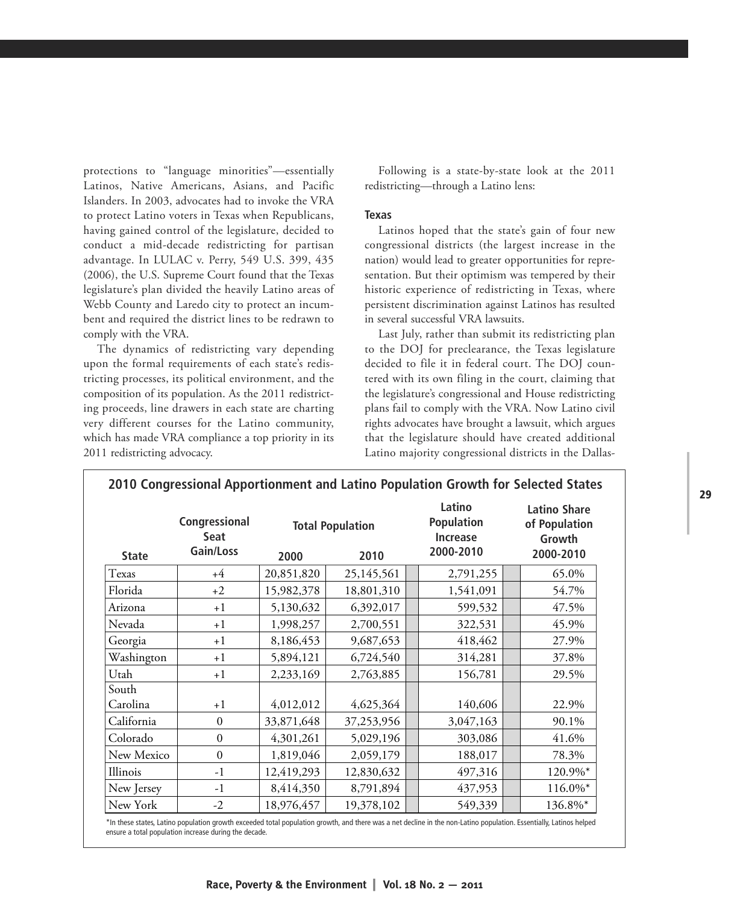protections to "language minorities"—essentially Latinos, Native Americans, Asians, and Pacific Islanders. In 2003, advocates had to invoke the VRA to protect Latino voters in Texas when Republicans, having gained control of the legislature, decided to conduct a mid-decade redistricting for partisan advantage. In LULAC v. Perry, 549 U.S. 399, 435 (2006), the U.S. Supreme Court found that the Texas legislature's plan divided the heavily Latino areas of Webb County and Laredo city to protect an incumbent and required the district lines to be redrawn to comply with the VRA.

The dynamics of redistricting vary depending upon the formal requirements of each state's redistricting processes, its political environment, and the composition of its population. As the 2011 redistricting proceeds, line drawers in each state are charting very different courses for the Latino community, which has made VRA compliance a top priority in its 2011 redistricting advocacy.

Following is a state-by-state look at the 2011 redistricting—through a Latino lens:

### Texas

Latinos hoped that the state's gain of four new congressional districts (the largest increase in the nation) would lead to greater opportunities for representation. But their optimism was tempered by their historic experience of redistricting in Texas, where persistent discrimination against Latinos has resulted in several successful VRA lawsuits.

Last July, rather than submit its redistricting plan to the DOJ for preclearance, the Texas legislature decided to file it in federal court. The DOJ countered with its own filing in the court, claiming that the legislature's congressional and House redistricting plans fail to comply with the VRA. Now Latino civil rights advocates have brought a lawsuit, which argues that the legislature should have created additional Latino majority congressional districts in the Dallas-

**2010 Congressional Apportionment and Latino Population Growth for Selected States**

| State | Congressional Seat Gain/Loss | Total Population | | Latino Population Increase 2000-2010 | Latino Share of Population Growth 2000-2010 |
|---|---|---|---|---|---|
| | | 2000 | 2010 | | |
| Texas | +4 | 20,851,820 | 25,145,561 | 2,791,255 | 65.0% |
| Florida | +2 | 15,982,378 | 18,801,310 | 1,541,091 | 54.7% |
| Arizona | +1 | 5,130,632 | 6,392,017 | 599,532 | 47.5% |
| Nevada | +1 | 1,998,257 | 2,700,551 | 322,531 | 45.9% |
| Georgia | +1 | 8,186,453 | 9,687,653 | 418,462 | 27.9% |
| Washington | +1 | 5,894,121 | 6,724,540 | 314,281 | 37.8% |
| Utah | +1 | 2,233,169 | 2,763,885 | 156,781 | 29.5% |
| South Carolina | +1 | 4,012,012 | 4,625,364 | 140,606 | 22.9% |
| California | 0 | 33,871,648 | 37,253,956 | 3,047,163 | 90.1% |
| Colorado | 0 | 4,301,261 | 5,029,196 | 303,086 | 41.6% |
| New Mexico | 0 | 1,819,046 | 2,059,179 | 188,017 | 78.3% |
| Illinois | -1 | 12,419,293 | 12,830,632 | 497,316 | 120.9%* |
| New Jersey | -1 | 8,414,350 | 8,791,894 | 437,953 | 116.0%* |
| New York | -2 | 18,976,457 | 19,378,102 | 549,339 | 136.8%* |

*In these states, Latino population growth exceeded total population growth, and there was a net decline in the non-Latino population. Essentially, Latinos helped ensure a total population increase during the decade.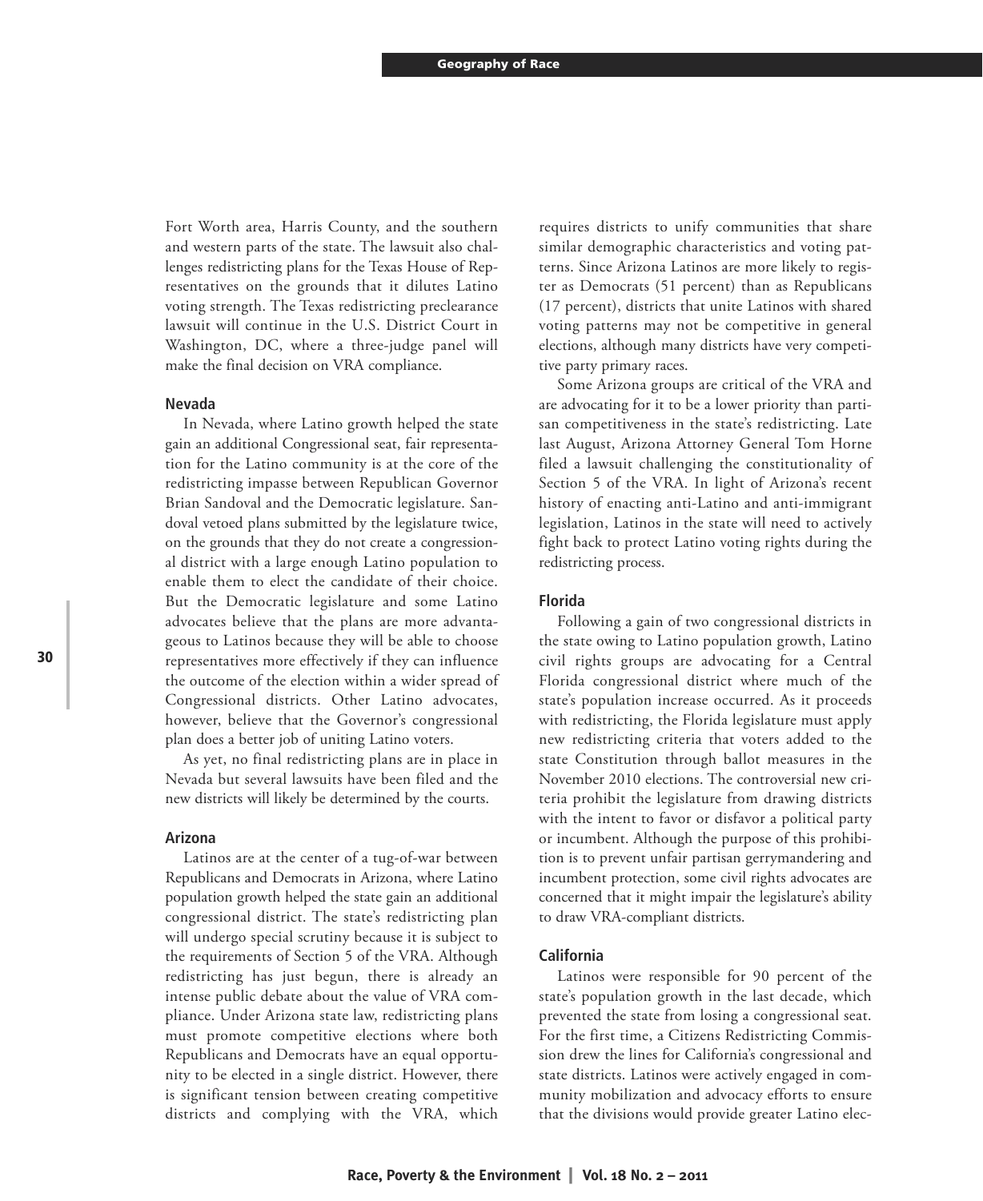Fort Worth area, Harris County, and the southern and western parts of the state. The lawsuit also challenges redistricting plans for the Texas House of Representatives on the grounds that it dilutes Latino voting strength. The Texas redistricting preclearance lawsuit will continue in the U.S. District Court in Washington, DC, where a three-judge panel will make the final decision on VRA compliance.

### Nevada

In Nevada, where Latino growth helped the state gain an additional Congressional seat, fair representation for the Latino community is at the core of the redistricting impasse between Republican Governor Brian Sandoval and the Democratic legislature. Sandoval vetoed plans submitted by the legislature twice, on the grounds that they do not create a congressional district with a large enough Latino population to enable them to elect the candidate of their choice. But the Democratic legislature and some Latino advocates believe that the plans are more advantageous to Latinos because they will be able to choose representatives more effectively if they can influence the outcome of the election within a wider spread of Congressional districts. Other Latino advocates, however, believe that the Governor's congressional plan does a better job of uniting Latino voters.

As yet, no final redistricting plans are in place in Nevada but several lawsuits have been filed and the new districts will likely be determined by the courts.

### Arizona

Latinos are at the center of a tug-of-war between Republicans and Democrats in Arizona, where Latino population growth helped the state gain an additional congressional district. The state's redistricting plan will undergo special scrutiny because it is subject to the requirements of Section 5 of the VRA. Although redistricting has just begun, there is already an intense public debate about the value of VRA compliance. Under Arizona state law, redistricting plans must promote competitive elections where both Republicans and Democrats have an equal opportunity to be elected in a single district. However, there is significant tension between creating competitive districts and complying with the VRA, which requires districts to unify communities that share similar demographic characteristics and voting patterns. Since Arizona Latinos are more likely to register as Democrats (51 percent) than as Republicans (17 percent), districts that unite Latinos with shared voting patterns may not be competitive in general elections, although many districts have very competitive party primary races.

Some Arizona groups are critical of the VRA and are advocating for it to be a lower priority than partisan competitiveness in the state's redistricting. Late last August, Arizona Attorney General Tom Horne filed a lawsuit challenging the constitutionality of Section 5 of the VRA. In light of Arizona's recent history of enacting anti-Latino and anti-immigrant legislation, Latinos in the state will need to actively fight back to protect Latino voting rights during the redistricting process.

### Florida

Following a gain of two congressional districts in the state owing to Latino population growth, Latino civil rights groups are advocating for a Central Florida congressional district where much of the state's population increase occurred. As it proceeds with redistricting, the Florida legislature must apply new redistricting criteria that voters added to the state Constitution through ballot measures in the November 2010 elections. The controversial new criteria prohibit the legislature from drawing districts with the intent to favor or disfavor a political party or incumbent. Although the purpose of this prohibition is to prevent unfair partisan gerrymandering and incumbent protection, some civil rights advocates are concerned that it might impair the legislature's ability to draw VRA-compliant districts.

### California

Latinos were responsible for 90 percent of the state's population growth in the last decade, which prevented the state from losing a congressional seat. For the first time, a Citizens Redistricting Commission drew the lines for California's congressional and state districts. Latinos were actively engaged in community mobilization and advocacy efforts to ensure that the divisions would provide greater Latino elec-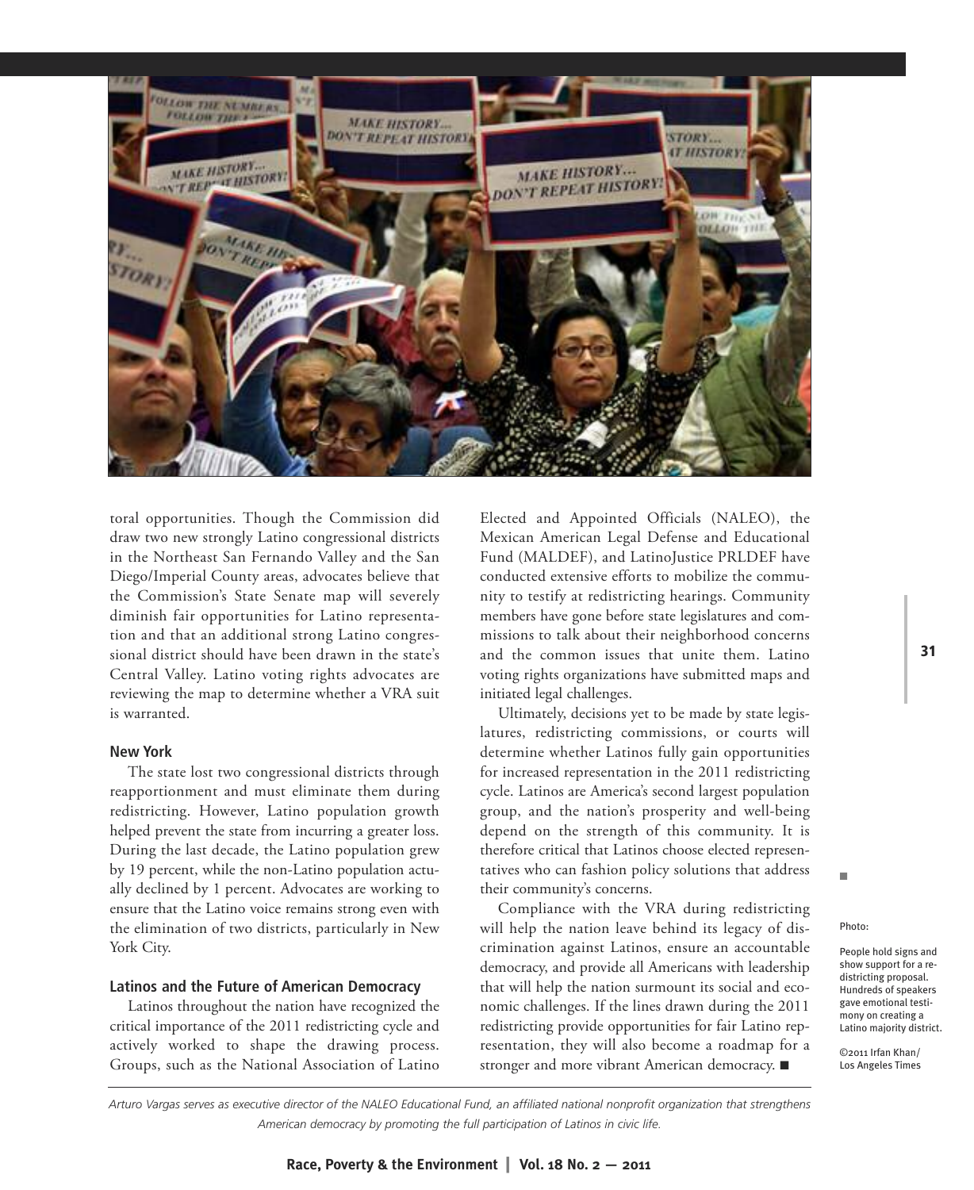toral opportunities. Though the Commission did draw two new strongly Latino congressional districts in the Northeast San Fernando Valley and the San Diego/Imperial County areas, advocates believe that the Commission's State Senate map will severely diminish fair opportunities for Latino representation and that an additional strong Latino congressional district should have been drawn in the state's Central Valley. Latino voting rights advocates are reviewing the map to determine whether a VRA suit is warranted.

### New York

The state lost two congressional districts through reapportionment and must eliminate them during redistricting. However, Latino population growth helped prevent the state from incurring a greater loss. During the last decade, the Latino population grew by 19 percent, while the non-Latino population actually declined by 1 percent. Advocates are working to ensure that the Latino voice remains strong even with the elimination of two districts, particularly in New York City.

### Latinos and the Future of American Democracy

Latinos throughout the nation have recognized the critical importance of the 2011 redistricting cycle and actively worked to shape the drawing process. Groups, such as the National Association of Latino Elected and Appointed Officials (NALEO), the Mexican American Legal Defense and Educational Fund (MALDEF), and LatinoJustice PRLDEF have conducted extensive efforts to mobilize the community to testify at redistricting hearings. Community members have gone before state legislatures and commissions to talk about their neighborhood concerns and the common issues that unite them. Latino voting rights organizations have submitted maps and initiated legal challenges.

Ultimately, decisions yet to be made by state legislatures, redistricting commissions, or courts will determine whether Latinos fully gain opportunities for increased representation in the 2011 redistricting cycle. Latinos are America's second largest population group, and the nation's prosperity and well-being depend on the strength of this community. It is therefore critical that Latinos choose elected representatives who can fashion policy solutions that address their community's concerns.

Compliance with the VRA during redistricting will help the nation leave behind its legacy of discrimination against Latinos, ensure an accountable democracy, and provide all Americans with leadership that will help the nation surmount its social and economic challenges. If the lines drawn during the 2011 redistricting provide opportunities for fair Latino representation, they will also become a roadmap for a stronger and more vibrant American democracy. ■

Photo:

People hold signs and show support for a redistricting proposal. Hundreds of speakers gave emotional testimony on creating a Latino majority district.

©2011 Irfan Khan/ Los Angeles Times

*Arturo Vargas serves as executive director of the NALEO Educational Fund, an affiliated national nonprofit organization that strengthens American democracy by promoting the full participation of Latinos in civic life.*